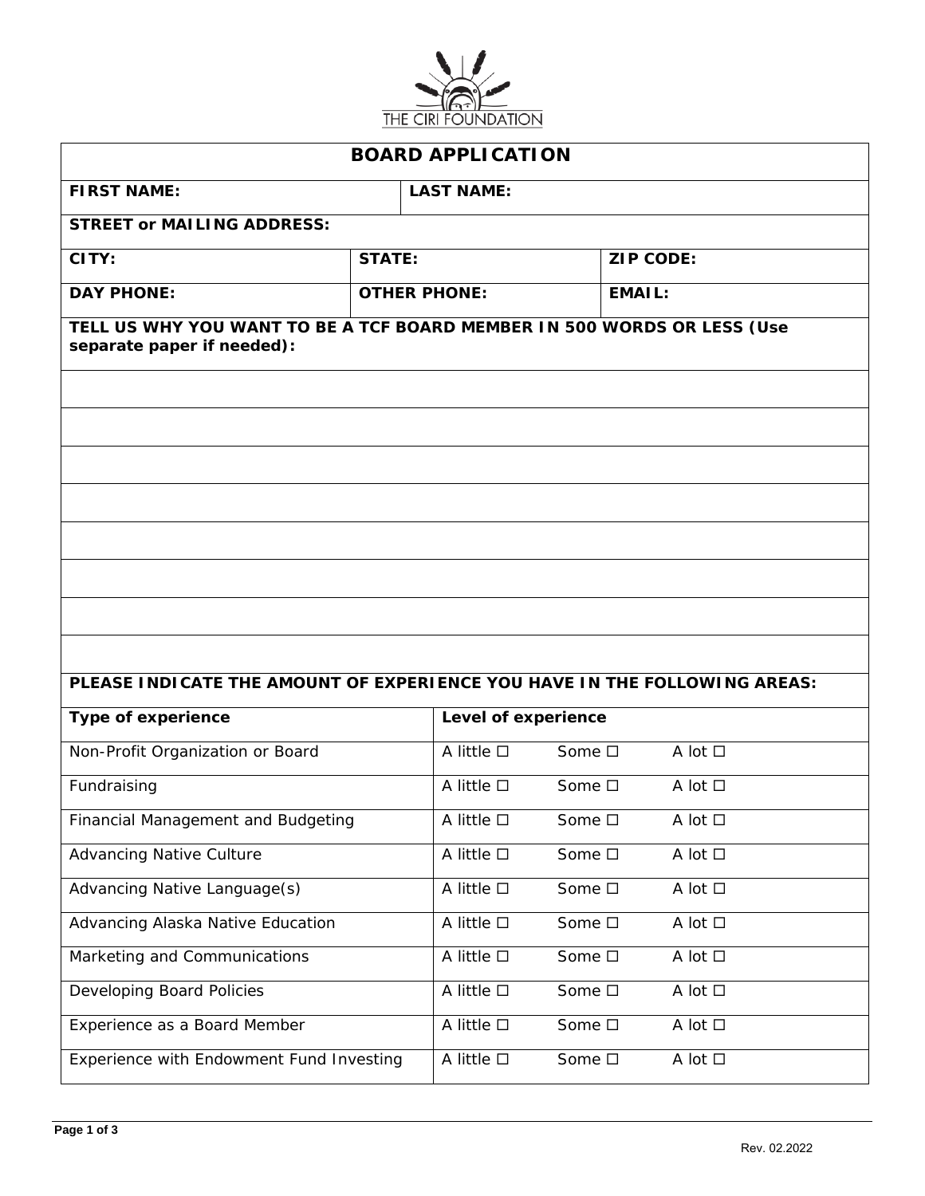THE CIRI FOUNDATION

# BOARD APPLICATION

| FIRST NAME: | LAST NAME: |
|---|---|

| STREET or MAILING ADDRESS: |
|---|

| CITY: | STATE: | ZIP CODE: |
|---|---|---|
| **DAY PHONE:** | **OTHER PHONE:** | **EMAIL:** |

**TELL US WHY YOU WANT TO BE A TCF BOARD MEMBER IN 500 WORDS OR LESS (Use separate paper if needed):**

**PLEASE INDICATE THE AMOUNT OF EXPERIENCE YOU HAVE IN THE FOLLOWING AREAS:**

| Type of experience | Level of experience | | |
|---|---|---|---|
| Non-Profit Organization or Board | A little ☐ | Some ☐ | A lot ☐ |
| Fundraising | A little ☐ | Some ☐ | A lot ☐ |
| Financial Management and Budgeting | A little ☐ | Some ☐ | A lot ☐ |
| Advancing Native Culture | A little ☐ | Some ☐ | A lot ☐ |
| Advancing Native Language(s) | A little ☐ | Some ☐ | A lot ☐ |
| Advancing Alaska Native Education | A little ☐ | Some ☐ | A lot ☐ |
| Marketing and Communications | A little ☐ | Some ☐ | A lot ☐ |
| Developing Board Policies | A little ☐ | Some ☐ | A lot ☐ |
| Experience as a Board Member | A little ☐ | Some ☐ | A lot ☐ |
| Experience with Endowment Fund Investing | A little ☐ | Some ☐ | A lot ☐ |

Rev. 02.2022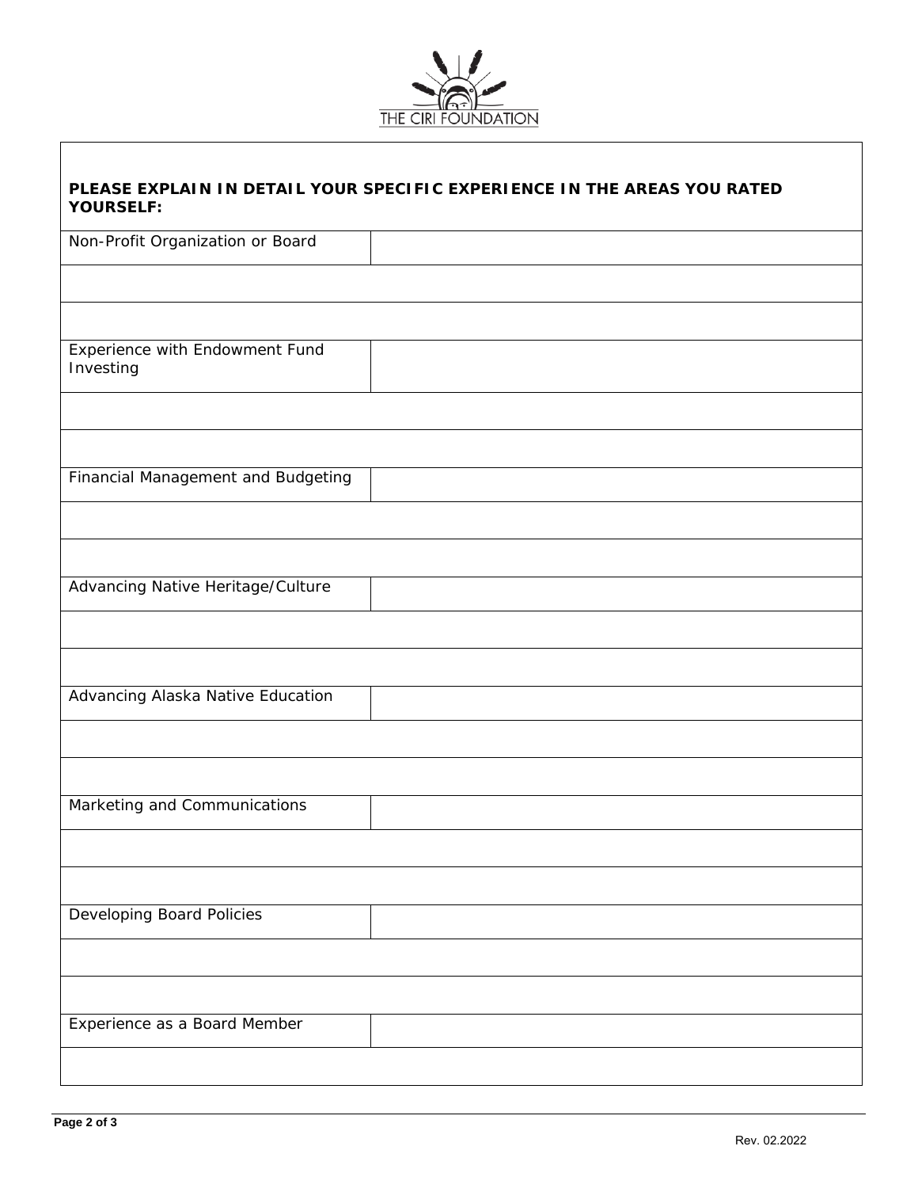THE CIRI FOUNDATION

**PLEASE EXPLAIN IN DETAIL YOUR SPECIFIC EXPERIENCE IN THE AREAS YOU RATED YOURSELF:**

| | |
|---|---|
| Non-Profit Organization or Board | |
| | |
| | |
| Experience with Endowment Fund Investing | |
| | |
| | |
| Financial Management and Budgeting | |
| | |
| | |
| Advancing Native Heritage/Culture | |
| | |
| | |
| Advancing Alaska Native Education | |
| | |
| | |
| Marketing and Communications | |
| | |
| | |
| Developing Board Policies | |
| | |
| | |
| Experience as a Board Member | |
| | |

Rev. 02.2022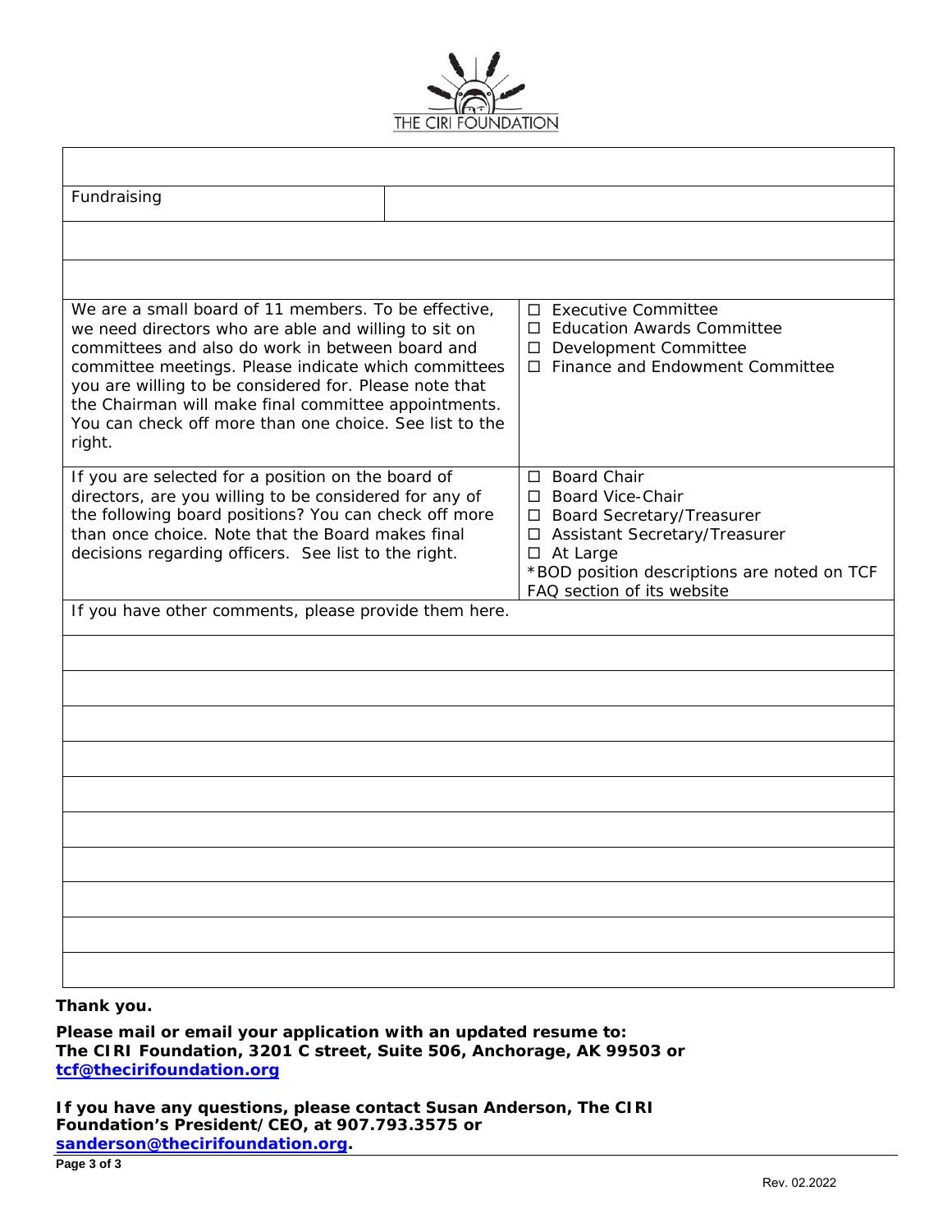THE CIRI FOUNDATION

| | |
|---|---|
| | |
| Fundraising | |
| | |
| | |
| We are a small board of 11 members. To be effective, we need directors who are able and willing to sit on committees and also do work in between board and committee meetings. Please indicate which committees you are willing to be considered for. Please note that the Chairman will make final committee appointments. You can check off more than one choice. See list to the right. | ☐ Executive Committee<br>☐ Education Awards Committee<br>☐ Development Committee<br>☐ Finance and Endowment Committee |
| If you are selected for a position on the board of directors, are you willing to be considered for any of the following board positions? You can check off more than once choice. Note that the Board makes final decisions regarding officers. See list to the right. | ☐ Board Chair<br>☐ Board Vice-Chair<br>☐ Board Secretary/Treasurer<br>☐ Assistant Secretary/Treasurer<br>☐ At Large<br>*BOD position descriptions are noted on TCF FAQ section of its website |
| If you have other comments, please provide them here. | |
| | |
| | |
| | |
| | |
| | |
| | |
| | |
| | |
| | |
| | |

**Thank you.**

**Please mail or email your application with an updated resume to:**
**The CIRI Foundation, 3201 C street, Suite 506, Anchorage, AK 99503 or [tcf@thecirifoundation.org](mailto:tcf@thecirifoundation.org)**

**If you have any questions, please contact Susan Anderson, The CIRI Foundation's President/CEO, at 907.793.3575 or [sanderson@thecirifoundation.org](mailto:sanderson@thecirifoundation.org).**

Rev. 02.2022